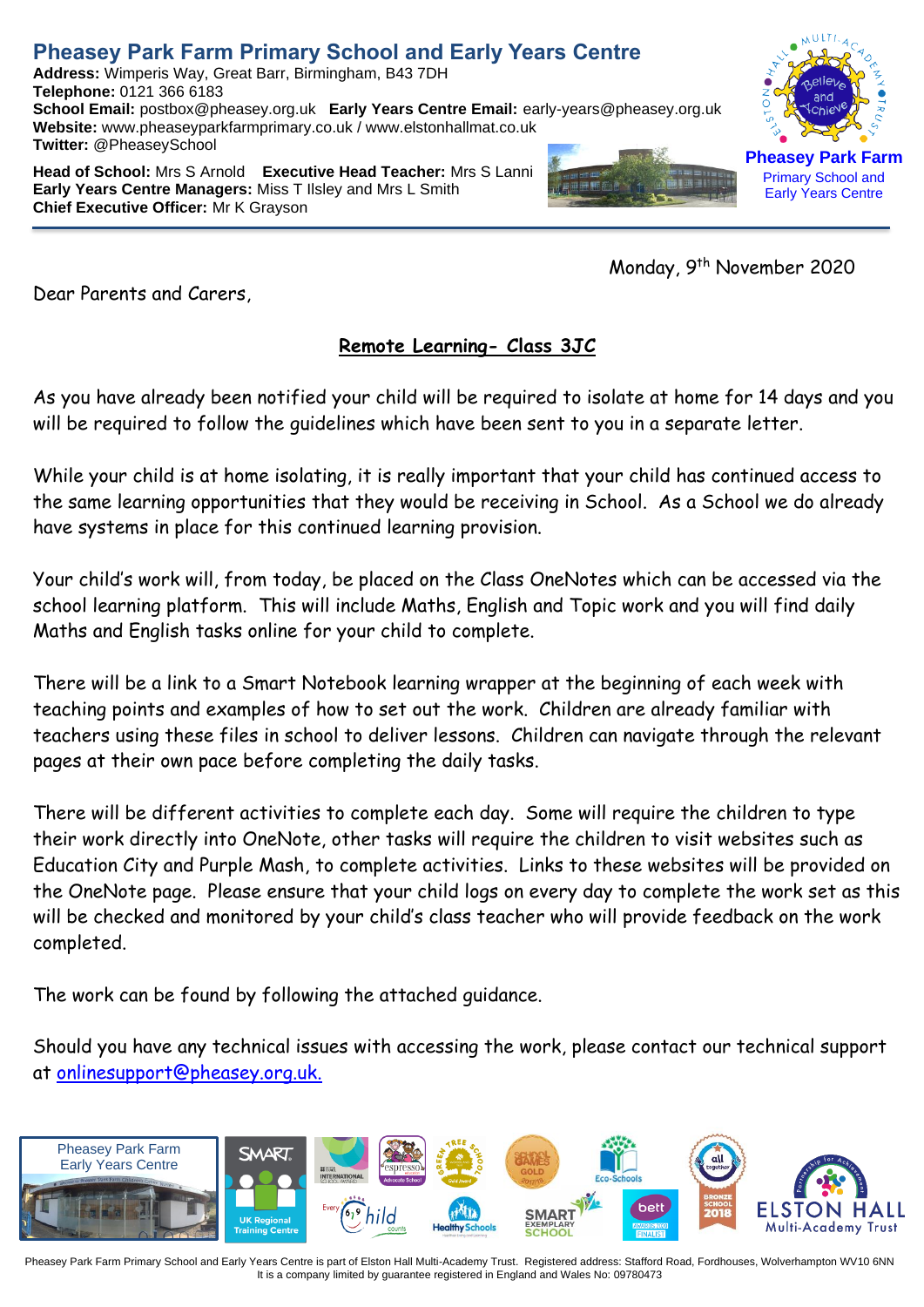# Pheasey Park Farm Primary School and Early Years Centre

**Address:** Wimperis Way, Great Barr, Birmingham, B43 7DH
**Telephone:** 0121 366 6183
**School Email:** postbox@pheasey.org.uk **Early Years Centre Email:** early-years@pheasey.org.uk
**Website:** www.pheaseyparkfarmprimary.co.uk / www.elstonhallmat.co.uk
**Twitter:** @PheaseySchool

**Head of School:** Mrs S Arnold **Executive Head Teacher:** Mrs S Lanni
**Early Years Centre Managers:** Miss T Ilsley and Mrs L Smith
**Chief Executive Officer:** Mr K Grayson

Pheasey Park Farm Primary School and Early Years Centre

Monday, 9th November 2020

Dear Parents and Carers,

## Remote Learning- Class 3JC

As you have already been notified your child will be required to isolate at home for 14 days and you will be required to follow the guidelines which have been sent to you in a separate letter.

While your child is at home isolating, it is really important that your child has continued access to the same learning opportunities that they would be receiving in School. As a School we do already have systems in place for this continued learning provision.

Your child's work will, from today, be placed on the Class OneNotes which can be accessed via the school learning platform. This will include Maths, English and Topic work and you will find daily Maths and English tasks online for your child to complete.

There will be a link to a Smart Notebook learning wrapper at the beginning of each week with teaching points and examples of how to set out the work. Children are already familiar with teachers using these files in school to deliver lessons. Children can navigate through the relevant pages at their own pace before completing the daily tasks.

There will be different activities to complete each day. Some will require the children to type their work directly into OneNote, other tasks will require the children to visit websites such as Education City and Purple Mash, to complete activities. Links to these websites will be provided on the OneNote page. Please ensure that your child logs on every day to complete the work set as this will be checked and monitored by your child's class teacher who will provide feedback on the work completed.

The work can be found by following the attached guidance.

Should you have any technical issues with accessing the work, please contact our technical support at onlinesupport@pheasey.org.uk.

Pheasey Park Farm Primary School and Early Years Centre is part of Elston Hall Multi-Academy Trust. Registered address: Stafford Road, Fordhouses, Wolverhampton WV10 6NN
It is a company limited by guarantee registered in England and Wales No: 09780473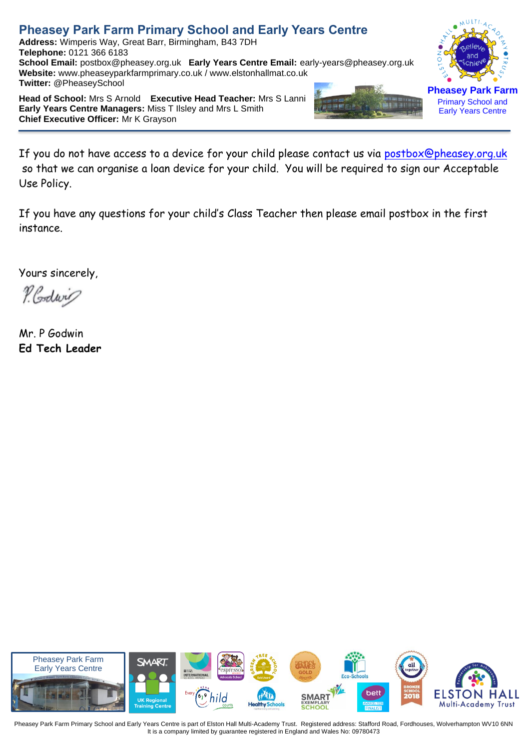# Pheasey Park Farm Primary School and Early Years Centre

**Address:** Wimperis Way, Great Barr, Birmingham, B43 7DH
**Telephone:** 0121 366 6183
**School Email:** postbox@pheasey.org.uk **Early Years Centre Email:** early-years@pheasey.org.uk
**Website:** www.pheaseyparkfarmprimary.co.uk / www.elstonhallmat.co.uk
**Twitter:** @PheaseySchool

**Head of School:** Mrs S Arnold **Executive Head Teacher:** Mrs S Lanni
**Early Years Centre Managers:** Miss T Ilsley and Mrs L Smith
**Chief Executive Officer:** Mr K Grayson

**Pheasey Park Farm**
Primary School and Early Years Centre

If you do not have access to a device for your child please contact us via postbox@pheasey.org.uk so that we can organise a loan device for your child. You will be required to sign our Acceptable Use Policy.

If you have any questions for your child's Class Teacher then please email postbox in the first instance.

Yours sincerely,

Mr. P Godwin
**Ed Tech Leader**

Pheasey Park Farm Primary School and Early Years Centre is part of Elston Hall Multi-Academy Trust. Registered address: Stafford Road, Fordhouses, Wolverhampton WV10 6NN
It is a company limited by guarantee registered in England and Wales No: 09780473